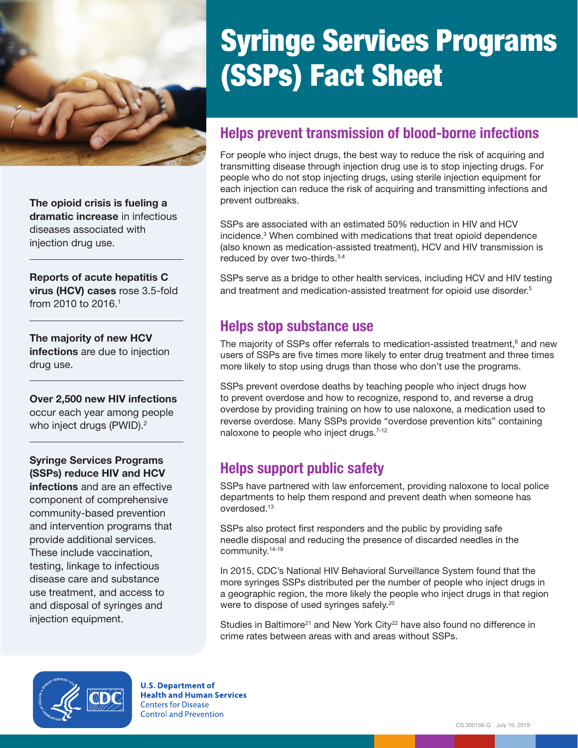# Syringe Services Programs (SSPs) Fact Sheet

**The opioid crisis is fueling a dramatic increase** in infectious diseases associated with injection drug use.

**Reports of acute hepatitis C virus (HCV) cases** rose 3.5-fold from 2010 to 2016.[1]

**The majority of new HCV infections** are due to injection drug use.

**Over 2,500 new HIV infections** occur each year among people who inject drugs (PWID).[2]

**Syringe Services Programs (SSPs) reduce HIV and HCV infections** and are an effective component of comprehensive community-based prevention and intervention programs that provide additional services. These include vaccination, testing, linkage to infectious disease care and substance use treatment, and access to and disposal of syringes and injection equipment.

## Helps prevent transmission of blood-borne infections

For people who inject drugs, the best way to reduce the risk of acquiring and transmitting disease through injection drug use is to stop injecting drugs. For people who do not stop injecting drugs, using sterile injection equipment for each injection can reduce the risk of acquiring and transmitting infections and prevent outbreaks.

SSPs are associated with an estimated 50% reduction in HIV and HCV incidence.[3] When combined with medications that treat opioid dependence (also known as medication-assisted treatment), HCV and HIV transmission is reduced by over two-thirds.[3,4]

SSPs serve as a bridge to other health services, including HCV and HIV testing and treatment and medication-assisted treatment for opioid use disorder.[5]

## Helps stop substance use

The majority of SSPs offer referrals to medication-assisted treatment,[6] and new users of SSPs are five times more likely to enter drug treatment and three times more likely to stop using drugs than those who don't use the programs.

SSPs prevent overdose deaths by teaching people who inject drugs how to prevent overdose and how to recognize, respond to, and reverse a drug overdose by providing training on how to use naloxone, a medication used to reverse overdose. Many SSPs provide "overdose prevention kits" containing naloxone to people who inject drugs.[7-12]

## Helps support public safety

SSPs have partnered with law enforcement, providing naloxone to local police departments to help them respond and prevent death when someone has overdosed.[13]

SSPs also protect first responders and the public by providing safe needle disposal and reducing the presence of discarded needles in the community.[14-19]

In 2015, CDC's National HIV Behavioral Surveillance System found that the more syringes SSPs distributed per the number of people who inject drugs in a geographic region, the more likely the people who inject drugs in that region were to dispose of used syringes safely.[20]

Studies in Baltimore[21] and New York City[22] have also found no difference in crime rates between areas with and areas without SSPs.

U.S. Department of Health and Human Services
Centers for Disease Control and Prevention

CS 300156-G July 19, 2019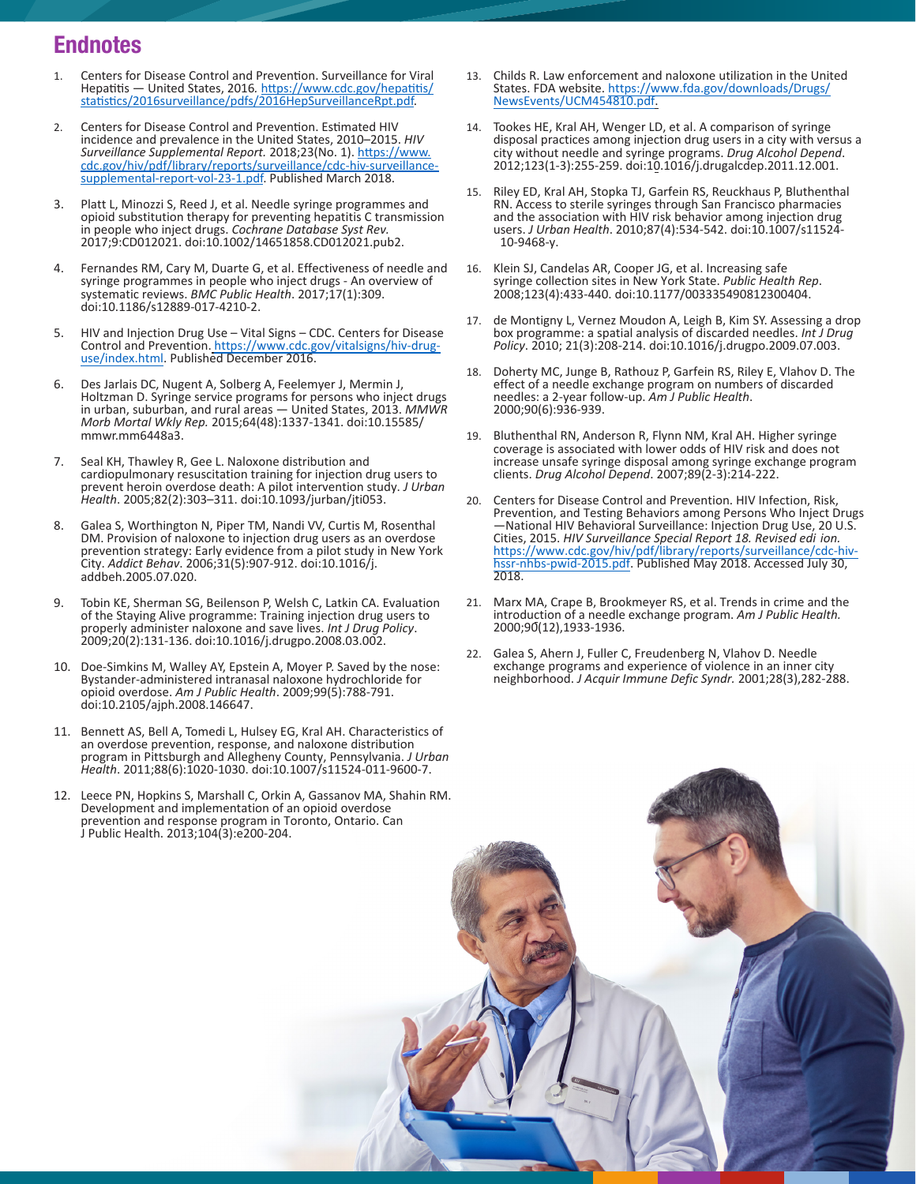# Endnotes

1. Centers for Disease Control and Prevention. Surveillance for Viral Hepatitis — United States, 2016. https://www.cdc.gov/hepatitis/statistics/2016surveillance/pdfs/2016HepSurveillanceRpt.pdf.
2. Centers for Disease Control and Prevention. Estimated HIV incidence and prevalence in the United States, 2010–2015. *HIV Surveillance Supplemental Report.* 2018;23(No. 1). https://www.cdc.gov/hiv/pdf/library/reports/surveillance/cdc-hiv-surveillance-supplemental-report-vol-23-1.pdf. Published March 2018.
3. Platt L, Minozzi S, Reed J, et al. Needle syringe programmes and opioid substitution therapy for preventing hepatitis C transmission in people who inject drugs. *Cochrane Database Syst Rev.* 2017;9:CD012021. doi:10.1002/14651858.CD012021.pub2.
4. Fernandes RM, Cary M, Duarte G, et al. Effectiveness of needle and syringe programmes in people who inject drugs - An overview of systematic reviews. *BMC Public Health.* 2017;17(1):309. doi:10.1186/s12889-017-4210-2.
5. HIV and Injection Drug Use – Vital Signs – CDC. Centers for Disease Control and Prevention. https://www.cdc.gov/vitalsigns/hiv-drug-use/index.html. Published December 2016.
6. Des Jarlais DC, Nugent A, Solberg A, Feelemyer J, Mermin J, Holtzman D. Syringe service programs for persons who inject drugs in urban, suburban, and rural areas — United States, 2013. *MMWR Morb Mortal Wkly Rep.* 2015;64(48):1337-1341. doi:10.15585/mmwr.mm6448a3.
7. Seal KH, Thawley R, Gee L. Naloxone distribution and cardiopulmonary resuscitation training for injection drug users to prevent heroin overdose death: A pilot intervention study. *J Urban Health*. 2005;82(2):303–311. doi:10.1093/jurban/jti053.
8. Galea S, Worthington N, Piper TM, Nandi VV, Curtis M, Rosenthal DM. Provision of naloxone to injection drug users as an overdose prevention strategy: Early evidence from a pilot study in New York City. *Addict Behav*. 2006;31(5):907-912. doi:10.1016/j.addbeh.2005.07.020.
9. Tobin KE, Sherman SG, Beilenson P, Welsh C, Latkin CA. Evaluation of the Staying Alive programme: Training injection drug users to properly administer naloxone and save lives. *Int J Drug Policy*. 2009;20(2):131-136. doi:10.1016/j.drugpo.2008.03.002.
10. Doe-Simkins M, Walley AY, Epstein A, Moyer P. Saved by the nose: Bystander-administered intranasal naloxone hydrochloride for opioid overdose. *Am J Public Health*. 2009;99(5):788-791. doi:10.2105/ajph.2008.146647.
11. Bennett AS, Bell A, Tomedi L, Hulsey EG, Kral AH. Characteristics of an overdose prevention, response, and naloxone distribution program in Pittsburgh and Allegheny County, Pennsylvania. *J Urban Health*. 2011;88(6):1020-1030. doi:10.1007/s11524-011-9600-7.
12. Leece PN, Hopkins S, Marshall C, Orkin A, Gassanov MA, Shahin RM. Development and implementation of an opioid overdose prevention and response program in Toronto, Ontario. Can J Public Health. 2013;104(3):e200-204.
13. Childs R. Law enforcement and naloxone utilization in the United States. FDA website. https://www.fda.gov/downloads/Drugs/NewsEvents/UCM454810.pdf.
14. Tookes HE, Kral AH, Wenger LD, et al. A comparison of syringe disposal practices among injection drug users in a city with versus a city without needle and syringe programs. *Drug Alcohol Depend*. 2012;123(1-3):255-259. doi:10.1016/j.drugalcdep.2011.12.001.
15. Riley ED, Kral AH, Stopka TJ, Garfein RS, Reuckhaus P, Bluthenthal RN. Access to sterile syringes through San Francisco pharmacies and the association with HIV risk behavior among injection drug users. *J Urban Health*. 2010;87(4):534-542. doi:10.1007/s11524-10-9468-y.
16. Klein SJ, Candelas AR, Cooper JG, et al. Increasing safe syringe collection sites in New York State. *Public Health Rep*. 2008;123(4):433-440. doi:10.1177/003335490812300404.
17. de Montigny L, Vernez Moudon A, Leigh B, Kim SY. Assessing a drop box programme: a spatial analysis of discarded needles. *Int J Drug Policy*. 2010; 21(3):208-214. doi:10.1016/j.drugpo.2009.07.003.
18. Doherty MC, Junge B, Rathouz P, Garfein RS, Riley E, Vlahov D. The effect of a needle exchange program on numbers of discarded needles: a 2-year follow-up. *Am J Public Health*. 2000;90(6):936-939.
19. Bluthenthal RN, Anderson R, Flynn NM, Kral AH. Higher syringe coverage is associated with lower odds of HIV risk and does not increase unsafe syringe disposal among syringe exchange program clients. *Drug Alcohol Depend*. 2007;89(2-3):214-222.
20. Centers for Disease Control and Prevention. HIV Infection, Risk, Prevention, and Testing Behaviors among Persons Who Inject Drugs—National HIV Behavioral Surveillance: Injection Drug Use, 20 U.S. Cities, 2015. *HIV Surveillance Special Report 18. Revised edi ion.* https://www.cdc.gov/hiv/pdf/library/reports/surveillance/cdc-hiv-hssr-nhbs-pwid-2015.pdf. Published May 2018. Accessed July 30, 2018.
21. Marx MA, Crape B, Brookmeyer RS, et al. Trends in crime and the introduction of a needle exchange program. *Am J Public Health.* 2000;90(12),1933-1936.
22. Galea S, Ahern J, Fuller C, Freudenberg N, Vlahov D. Needle exchange programs and experience of violence in an inner city neighborhood. *J Acquir Immune Defic Syndr.* 2001;28(3),282-288.